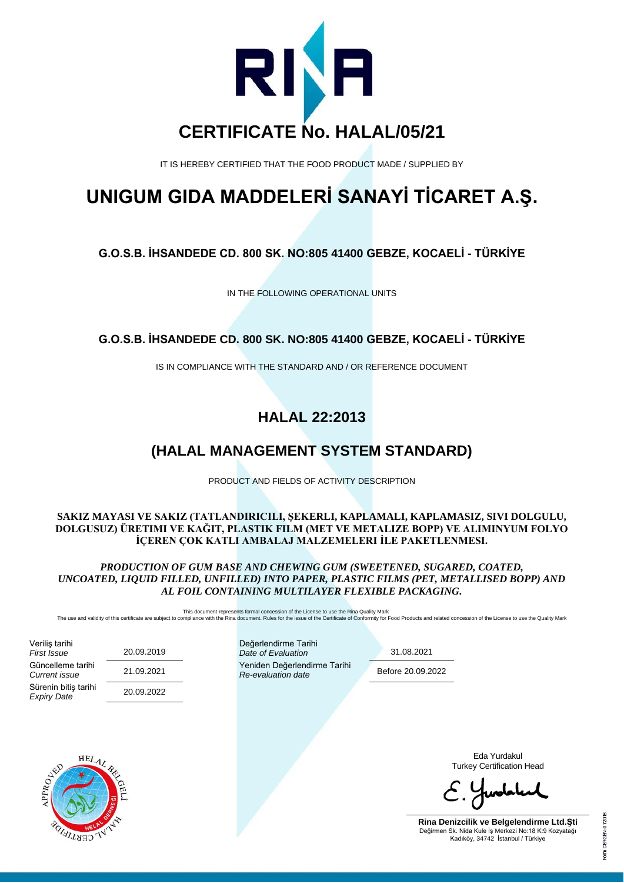# CERTIFICATE No. HALAL/05/21

IT IS HEREBY CERTIFIED THAT THE FOOD PRODUCT MADE / SUPPLIED BY

# UNIGUM GIDA MADDELERİ SANAYİ TİCARET A.Ş.

### G.O.S.B. İHSANDEDE CD. 800 SK. NO:805 41400 GEBZE, KOCAELİ - TÜRKİYE

IN THE FOLLOWING OPERATIONAL UNITS

### G.O.S.B. İHSANDEDE CD. 800 SK. NO:805 41400 GEBZE, KOCAELİ - TÜRKİYE

IS IN COMPLIANCE WITH THE STANDARD AND / OR REFERENCE DOCUMENT

## HALAL 22:2013

## (HALAL MANAGEMENT SYSTEM STANDARD)

PRODUCT AND FIELDS OF ACTIVITY DESCRIPTION

**SAKIZ MAYASI VE SAKIZ (TATLANDIRICILI, ŞEKERLI, KAPLAMALI, KAPLAMASIZ, SIVI DOLGULU, DOLGUSUZ) ÜRETIMI VE KAĞIT, PLASTIK FILM (MET VE METALIZE BOPP) VE ALIMINYUM FOLYO İÇEREN ÇOK KATLI AMBALAJ MALZEMELERI İLE PAKETLENMESI.**

***PRODUCTION OF GUM BASE AND CHEWING GUM (SWEETENED, SUGARED, COATED, UNCOATED, LIQUID FILLED, UNFILLED) INTO PAPER, PLASTIC FILMS (PET, METALLISED BOPP) AND AL FOIL CONTAINING MULTILAYER FLEXIBLE PACKAGING.***

This document represents formal concession of the License to use the Rina Quality Mark
The use and validity of this certificate are subject to compliance with the Rina document. Rules for the issue of the Certificate of Conformity for Food Products and related concession of the License to use the Quality Mark

| | | | |
|---|---|---|---|
| Veriliş tarihi *First Issue* | 20.09.2019 | Değerlendirme Tarihi *Date of Evaluation* | 31.08.2021 |
| Güncelleme tarihi *Current issue* | 21.09.2021 | Yeniden Değerlendirme Tarihi *Re-evaluation date* | Before 20.09.2022 |
| Sürenin bitiş tarihi *Expiry Date* | 20.09.2022 | | |

Eda Yurdakul
Turkey Certification Head

**Rina Denizcilik ve Belgelendirme Ltd.Şti**
Değirmen Sk. Nida Kule İş Merkezi No:18 K:9 Kozyatağı
Kadıköy, 34742 İstanbul / Türkiye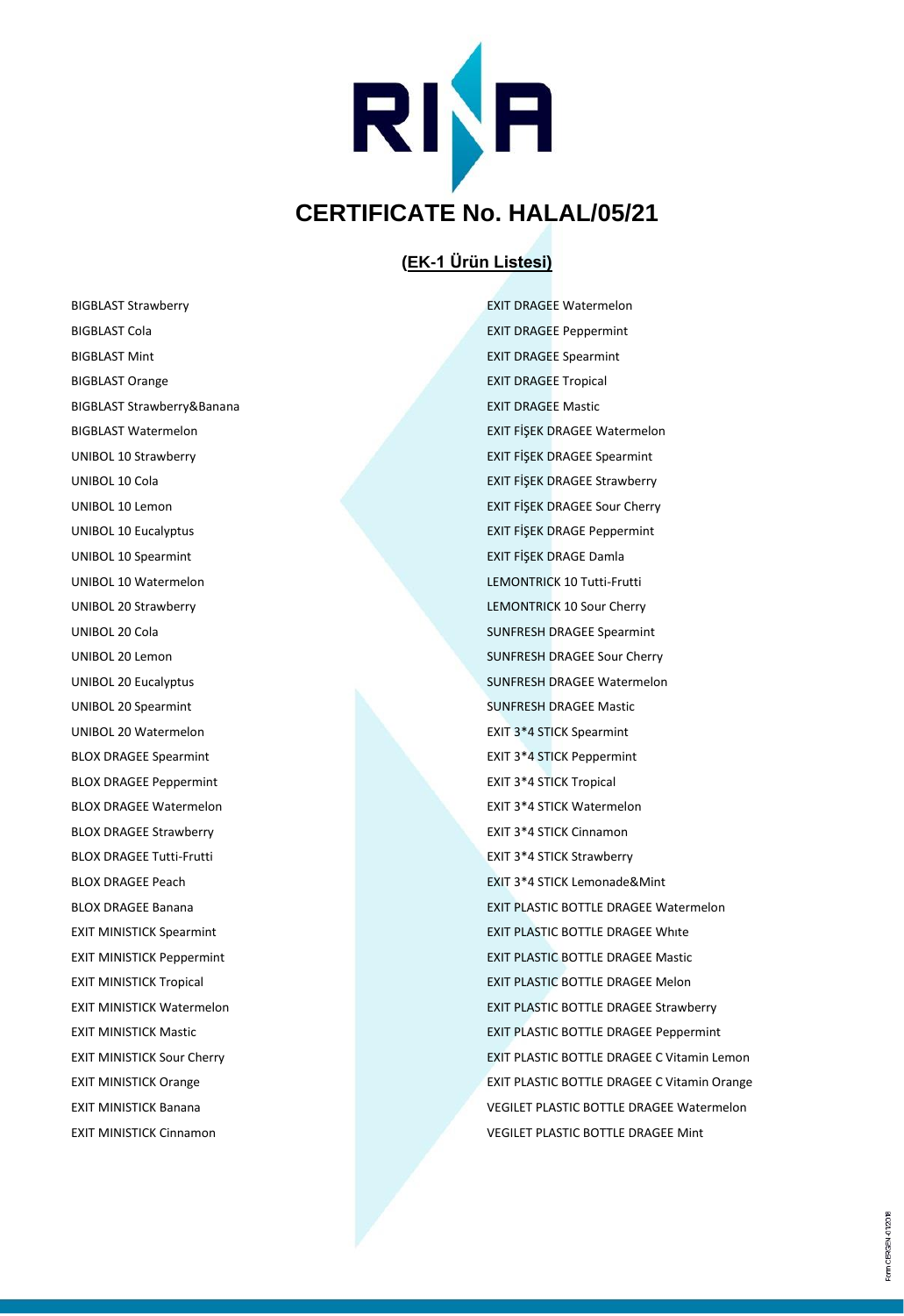# CERTIFICATE No. HALAL/05/21

## (EK-1 Ürün Listesi)

BIGBLAST Strawberry
BIGBLAST Cola
BIGBLAST Mint
BIGBLAST Orange
BIGBLAST Strawberry&Banana
BIGBLAST Watermelon
UNIBOL 10 Strawberry
UNIBOL 10 Cola
UNIBOL 10 Lemon
UNIBOL 10 Eucalyptus
UNIBOL 10 Spearmint
UNIBOL 10 Watermelon
UNIBOL 20 Strawberry
UNIBOL 20 Cola
UNIBOL 20 Lemon
UNIBOL 20 Eucalyptus
UNIBOL 20 Spearmint
UNIBOL 20 Watermelon
BLOX DRAGEE Spearmint
BLOX DRAGEE Peppermint
BLOX DRAGEE Watermelon
BLOX DRAGEE Strawberry
BLOX DRAGEE Tutti-Frutti
BLOX DRAGEE Peach
BLOX DRAGEE Banana
EXIT MINISTICK Spearmint
EXIT MINISTICK Peppermint
EXIT MINISTICK Tropical
EXIT MINISTICK Watermelon
EXIT MINISTICK Mastic
EXIT MINISTICK Sour Cherry
EXIT MINISTICK Orange
EXIT MINISTICK Banana
EXIT MINISTICK Cinnamon
EXIT DRAGEE Watermelon
EXIT DRAGEE Peppermint
EXIT DRAGEE Spearmint
EXIT DRAGEE Tropical
EXIT DRAGEE Mastic
EXIT FİŞEK DRAGEE Watermelon
EXIT FİŞEK DRAGEE Spearmint
EXIT FİŞEK DRAGEE Strawberry
EXIT FİŞEK DRAGEE Sour Cherry
EXIT FİŞEK DRAGE Peppermint
EXIT FİŞEK DRAGE Damla
LEMONTRICK 10 Tutti-Frutti
LEMONTRICK 10 Sour Cherry
SUNFRESH DRAGEE Spearmint
SUNFRESH DRAGEE Sour Cherry
SUNFRESH DRAGEE Watermelon
SUNFRESH DRAGEE Mastic
EXIT 3*4 STICK Spearmint
EXIT 3*4 STICK Peppermint
EXIT 3*4 STICK Tropical
EXIT 3*4 STICK Watermelon
EXIT 3*4 STICK Cinnamon
EXIT 3*4 STICK Strawberry
EXIT 3*4 STICK Lemonade&Mint
EXIT PLASTIC BOTTLE DRAGEE Watermelon
EXIT PLASTIC BOTTLE DRAGEE White
EXIT PLASTIC BOTTLE DRAGEE Mastic
EXIT PLASTIC BOTTLE DRAGEE Melon
EXIT PLASTIC BOTTLE DRAGEE Strawberry
EXIT PLASTIC BOTTLE DRAGEE Peppermint
EXIT PLASTIC BOTTLE DRAGEE C Vitamin Lemon
EXIT PLASTIC BOTTLE DRAGEE C Vitamin Orange
VEGILET PLASTIC BOTTLE DRAGEE Watermelon
VEGILET PLASTIC BOTTLE DRAGEE Mint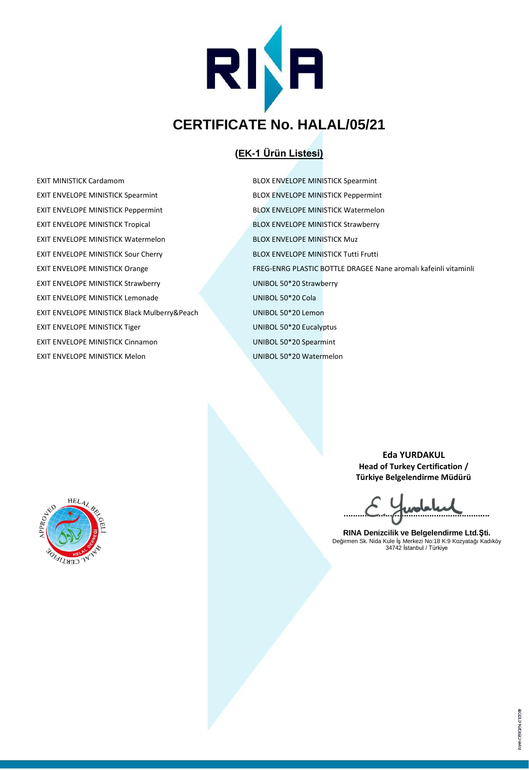# CERTIFICATE No. HALAL/05/21

## (EK-1 Ürün Listesi)

EXIT MINISTICK Cardamom
EXIT ENVELOPE MINISTICK Spearmint
EXIT ENVELOPE MINISTICK Peppermint
EXIT ENVELOPE MINISTICK Tropical
EXIT ENVELOPE MINISTICK Watermelon
EXIT ENVELOPE MINISTICK Sour Cherry
EXIT ENVELOPE MINISTICK Orange
EXIT ENVELOPE MINISTICK Strawberry
EXIT ENVELOPE MINISTICK Lemonade
EXIT ENVELOPE MINISTICK Black Mulberry&Peach
EXIT ENVELOPE MINISTICK Tiger
EXIT ENVELOPE MINISTICK Cinnamon
EXIT ENVELOPE MINISTICK Melon
BLOX ENVELOPE MINISTICK Spearmint
BLOX ENVELOPE MINISTICK Peppermint
BLOX ENVELOPE MINISTICK Watermelon
BLOX ENVELOPE MINISTICK Strawberry
BLOX ENVELOPE MINISTICK Muz
BLOX ENVELOPE MINISTICK Tutti Frutti
FREG-ENRG PLASTIC BOTTLE DRAGEE Nane aromalı kafeinli vitaminli
UNIBOL 50*20 Strawberry
UNIBOL 50*20 Cola
UNIBOL 50*20 Lemon
UNIBOL 50*20 Eucalyptus
UNIBOL 50*20 Spearmint
UNIBOL 50*20 Watermelon

**Eda YURDAKUL**
**Head of Turkey Certification /**
**Türkiye Belgelendirme Müdürü**

**RINA Denizcilik ve Belgelendirme Ltd.Şti.**
Değirmen Sk. Nida Kule İş Merkezi No:18 K:9 Kozyatağı Kadıköy
34742 İstanbul / Türkiye